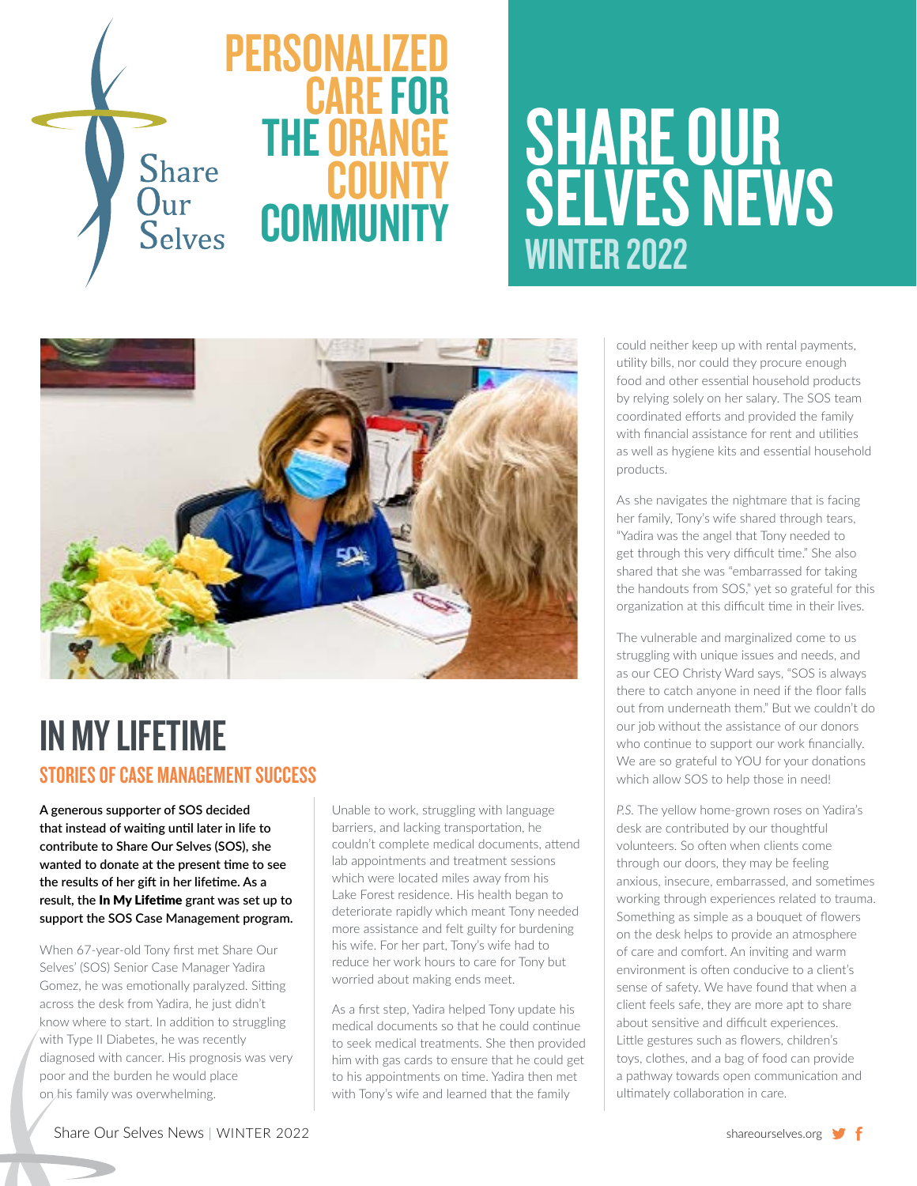Share Our Selves

# PERSONALIZED CARE FOR THE ORANGE COUNTY COMMUNITY

# SHARE OUR SELVES NEWS

## WINTER 2022

# IN MY LIFETIME

## STORIES OF CASE MANAGEMENT SUCCESS

**A generous supporter of SOS decided that instead of waiting until later in life to contribute to Share Our Selves (SOS), she wanted to donate at the present time to see the results of her gift in her lifetime. As a result, the In My Lifetime grant was set up to support the SOS Case Management program.**

When 67-year-old Tony first met Share Our Selves' (SOS) Senior Case Manager Yadira Gomez, he was emotionally paralyzed. Sitting across the desk from Yadira, he just didn't know where to start. In addition to struggling with Type II Diabetes, he was recently diagnosed with cancer. His prognosis was very poor and the burden he would place on his family was overwhelming.

Unable to work, struggling with language barriers, and lacking transportation, he couldn't complete medical documents, attend lab appointments and treatment sessions which were located miles away from his Lake Forest residence. His health began to deteriorate rapidly which meant Tony needed more assistance and felt guilty for burdening his wife. For her part, Tony's wife had to reduce her work hours to care for Tony but worried about making ends meet.

As a first step, Yadira helped Tony update his medical documents so that he could continue to seek medical treatments. She then provided him with gas cards to ensure that he could get to his appointments on time. Yadira then met with Tony's wife and learned that the family could neither keep up with rental payments, utility bills, nor could they procure enough food and other essential household products by relying solely on her salary. The SOS team coordinated efforts and provided the family with financial assistance for rent and utilities as well as hygiene kits and essential household products.

As she navigates the nightmare that is facing her family, Tony's wife shared through tears, "Yadira was the angel that Tony needed to get through this very difficult time." She also shared that she was "embarrassed for taking the handouts from SOS," yet so grateful for this organization at this difficult time in their lives.

The vulnerable and marginalized come to us struggling with unique issues and needs, and as our CEO Christy Ward says, "SOS is always there to catch anyone in need if the floor falls out from underneath them." But we couldn't do our job without the assistance of our donors who continue to support our work financially. We are so grateful to YOU for your donations which allow SOS to help those in need!

*P.S.* The yellow home-grown roses on Yadira's desk are contributed by our thoughtful volunteers. So often when clients come through our doors, they may be feeling anxious, insecure, embarrassed, and sometimes working through experiences related to trauma. Something as simple as a bouquet of flowers on the desk helps to provide an atmosphere of care and comfort. An inviting and warm environment is often conducive to a client's sense of safety. We have found that when a client feels safe, they are more apt to share about sensitive and difficult experiences. Little gestures such as flowers, children's toys, clothes, and a bag of food can provide a pathway towards open communication and ultimately collaboration in care.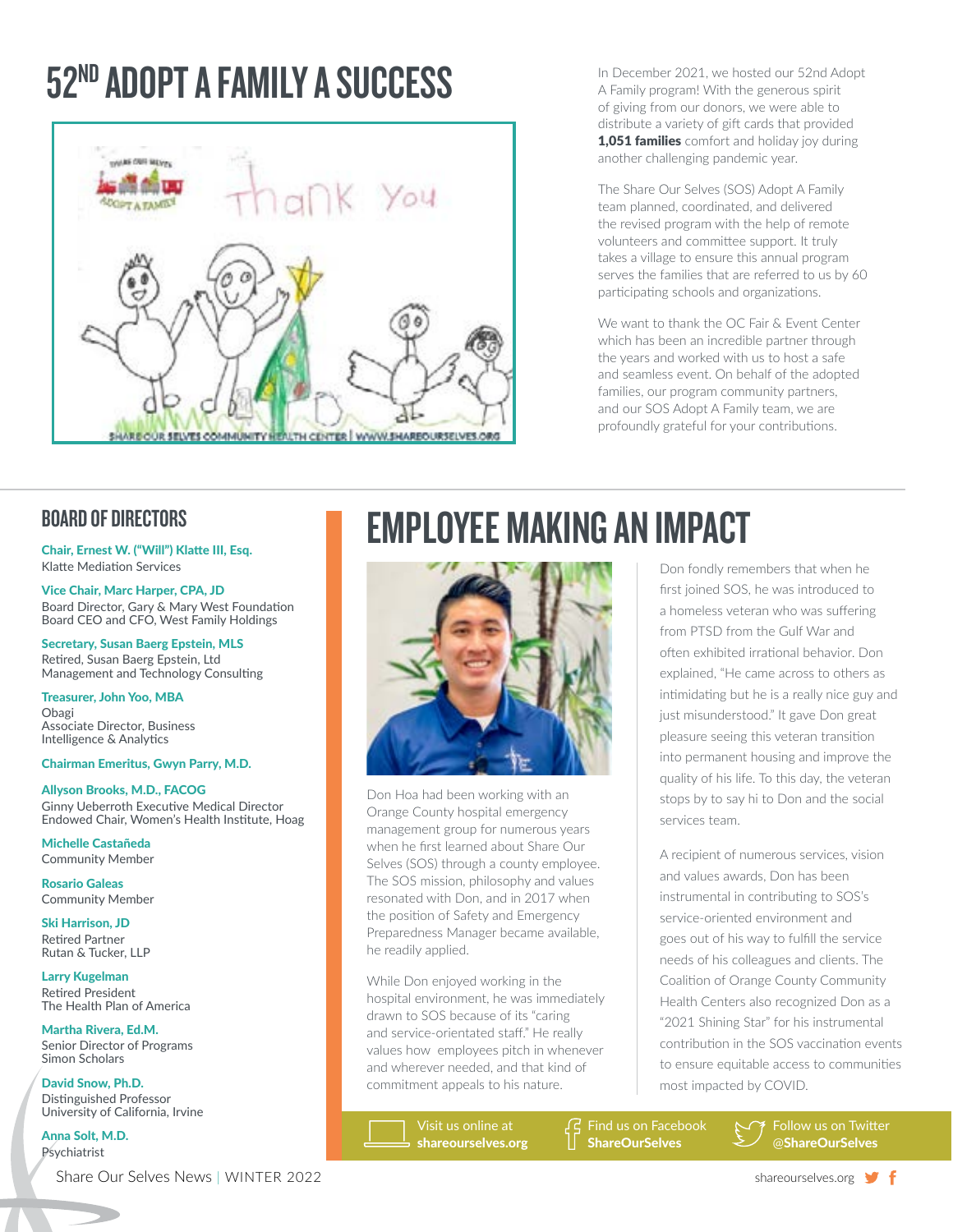# 52ND ADOPT A FAMILY A SUCCESS

In December 2021, we hosted our 52nd Adopt A Family program! With the generous spirit of giving from our donors, we were able to distribute a variety of gift cards that provided **1,051 families** comfort and holiday joy during another challenging pandemic year.

The Share Our Selves (SOS) Adopt A Family team planned, coordinated, and delivered the revised program with the help of remote volunteers and committee support. It truly takes a village to ensure this annual program serves the families that are referred to us by 60 participating schools and organizations.

We want to thank the OC Fair & Event Center which has been an incredible partner through the years and worked with us to host a safe and seamless event. On behalf of the adopted families, our program community partners, and our SOS Adopt A Family team, we are profoundly grateful for your contributions.

## BOARD OF DIRECTORS

**Chair, Ernest W. ("Will") Klatte III, Esq.**
Klatte Mediation Services

**Vice Chair, Marc Harper, CPA, JD**
Board Director, Gary & Mary West Foundation
Board CEO and CFO, West Family Holdings

**Secretary, Susan Baerg Epstein, MLS**
Retired, Susan Baerg Epstein, Ltd
Management and Technology Consulting

**Treasurer, John Yoo, MBA**
Obagi
Associate Director, Business Intelligence & Analytics

**Chairman Emeritus, Gwyn Parry, M.D.**

**Allyson Brooks, M.D., FACOG**
Ginny Ueberroth Executive Medical Director
Endowed Chair, Women's Health Institute, Hoag

**Michelle Castañeda**
Community Member

**Rosario Galeas**
Community Member

**Ski Harrison, JD**
Retired Partner
Rutan & Tucker, LLP

**Larry Kugelman**
Retired President
The Health Plan of America

**Martha Rivera, Ed.M.**
Senior Director of Programs
Simon Scholars

**David Snow, Ph.D.**
Distinguished Professor
University of California, Irvine

**Anna Solt, M.D.**
Psychiatrist

## EMPLOYEE MAKING AN IMPACT

Don Hoa had been working with an Orange County hospital emergency management group for numerous years when he first learned about Share Our Selves (SOS) through a county employee. The SOS mission, philosophy and values resonated with Don, and in 2017 when the position of Safety and Emergency Preparedness Manager became available, he readily applied.

While Don enjoyed working in the hospital environment, he was immediately drawn to SOS because of its "caring and service-orientated staff." He really values how employees pitch in whenever and wherever needed, and that kind of commitment appeals to his nature.

Don fondly remembers that when he first joined SOS, he was introduced to a homeless veteran who was suffering from PTSD from the Gulf War and often exhibited irrational behavior. Don explained, "He came across to others as intimidating but he is a really nice guy and just misunderstood." It gave Don great pleasure seeing this veteran transition into permanent housing and improve the quality of his life. To this day, the veteran stops by to say hi to Don and the social services team.

A recipient of numerous services, vision and values awards, Don has been instrumental in contributing to SOS's service-oriented environment and goes out of his way to fulfill the service needs of his colleagues and clients. The Coalition of Orange County Community Health Centers also recognized Don as a "2021 Shining Star" for his instrumental contribution in the SOS vaccination events to ensure equitable access to communities most impacted by COVID.

Visit us online at **shareourselves.org** | Find us on Facebook **ShareOurSelves** | Follow us on Twitter **@ShareOurSelves**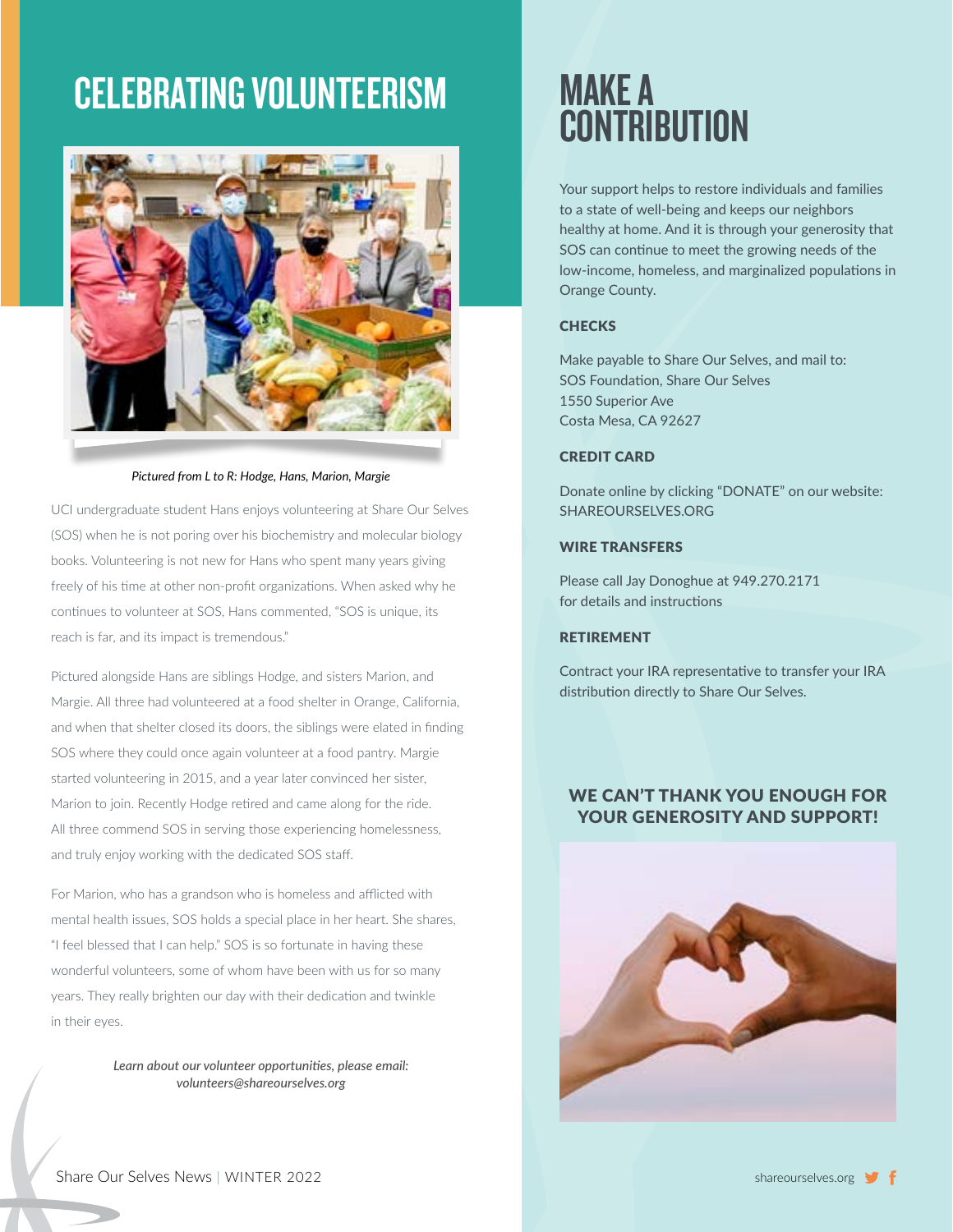# CELEBRATING VOLUNTEERISM

*Pictured from L to R: Hodge, Hans, Marion, Margie*

UCI undergraduate student Hans enjoys volunteering at Share Our Selves (SOS) when he is not poring over his biochemistry and molecular biology books. Volunteering is not new for Hans who spent many years giving freely of his time at other non-profit organizations. When asked why he continues to volunteer at SOS, Hans commented, "SOS is unique, its reach is far, and its impact is tremendous."

Pictured alongside Hans are siblings Hodge, and sisters Marion, and Margie. All three had volunteered at a food shelter in Orange, California, and when that shelter closed its doors, the siblings were elated in finding SOS where they could once again volunteer at a food pantry. Margie started volunteering in 2015, and a year later convinced her sister, Marion to join. Recently Hodge retired and came along for the ride. All three commend SOS in serving those experiencing homelessness, and truly enjoy working with the dedicated SOS staff.

For Marion, who has a grandson who is homeless and afflicted with mental health issues, SOS holds a special place in her heart. She shares, "I feel blessed that I can help." SOS is so fortunate in having these wonderful volunteers, some of whom have been with us for so many years. They really brighten our day with their dedication and twinkle in their eyes.

*Learn about our volunteer opportunities, please email: volunteers@shareourselves.org*

# MAKE A CONTRIBUTION

Your support helps to restore individuals and families to a state of well-being and keeps our neighbors healthy at home. And it is through your generosity that SOS can continue to meet the growing needs of the low-income, homeless, and marginalized populations in Orange County.

### CHECKS

Make payable to Share Our Selves, and mail to:
SOS Foundation, Share Our Selves
1550 Superior Ave
Costa Mesa, CA 92627

### CREDIT CARD

Donate online by clicking "DONATE" on our website: SHAREOURSELVES.ORG

### WIRE TRANSFERS

Please call Jay Donoghue at 949.270.2171 for details and instructions

### RETIREMENT

Contract your IRA representative to transfer your IRA distribution directly to Share Our Selves.

## WE CAN'T THANK YOU ENOUGH FOR YOUR GENEROSITY AND SUPPORT!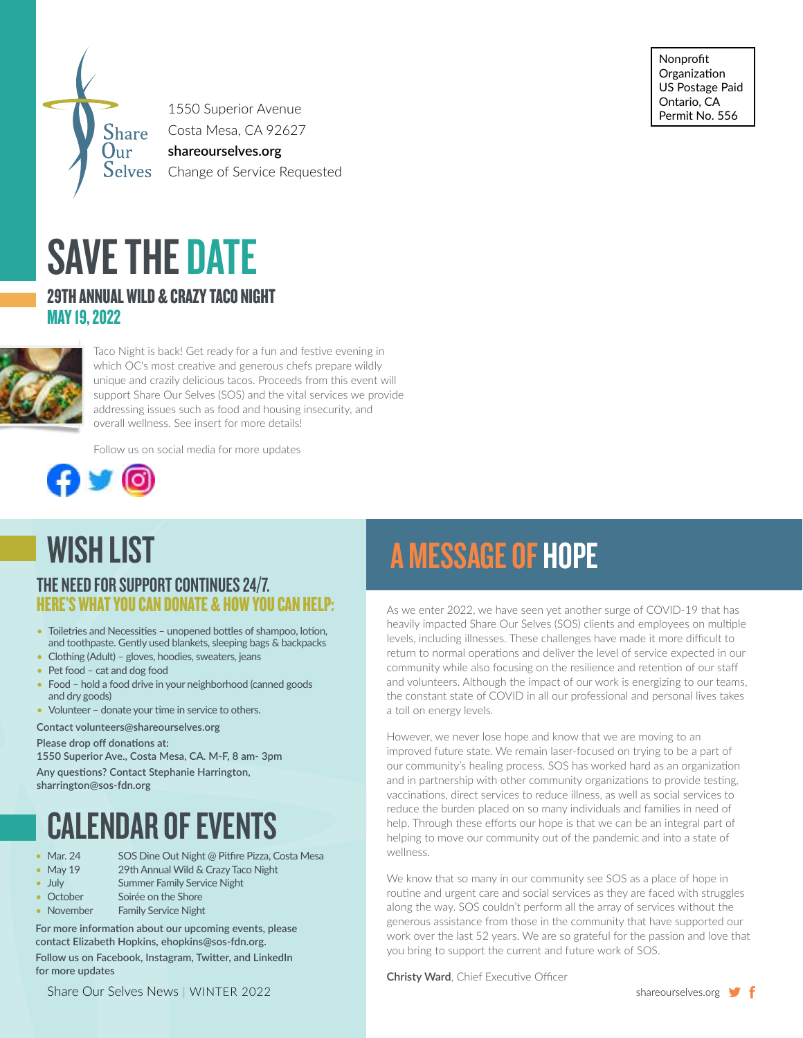Share Our Selves

1550 Superior Avenue
Costa Mesa, CA 92627
**shareourselves.org**
Change of Service Requested

Nonprofit Organization
US Postage Paid
Ontario, CA
Permit No. 556

# SAVE THE DATE

## 29TH ANNUAL WILD & CRAZY TACO NIGHT
## MAY 19, 2022

Taco Night is back! Get ready for a fun and festive evening in which OC's most creative and generous chefs prepare wildly unique and crazily delicious tacos. Proceeds from this event will support Share Our Selves (SOS) and the vital services we provide addressing issues such as food and housing insecurity, and overall wellness. See insert for more details!

Follow us on social media for more updates

# WISH LIST

## THE NEED FOR SUPPORT CONTINUES 24/7.
## HERE'S WHAT YOU CAN DONATE & HOW YOU CAN HELP:

- Toiletries and Necessities – unopened bottles of shampoo, lotion, and toothpaste. Gently used blankets, sleeping bags & backpacks
- Clothing (Adult) – gloves, hoodies, sweaters, jeans
- Pet food – cat and dog food
- Food – hold a food drive in your neighborhood (canned goods and dry goods)
- Volunteer – donate your time in service to others.

**Contact volunteers@shareourselves.org**

**Please drop off donations at:**
**1550 Superior Ave., Costa Mesa, CA. M-F, 8 am- 3pm**

**Any questions? Contact Stephanie Harrington, sharrington@sos-fdn.org**

# CALENDAR OF EVENTS

- Mar. 24 — SOS Dine Out Night @ Pitfire Pizza, Costa Mesa
- May 19 — 29th Annual Wild & Crazy Taco Night
- July — Summer Family Service Night
- October — Soirée on the Shore
- November — Family Service Night

**For more information about our upcoming events, please contact Elizabeth Hopkins, ehopkins@sos-fdn.org.**

**Follow us on Facebook, Instagram, Twitter, and LinkedIn for more updates**

# A MESSAGE OF HOPE

As we enter 2022, we have seen yet another surge of COVID-19 that has heavily impacted Share Our Selves (SOS) clients and employees on multiple levels, including illnesses. These challenges have made it more difficult to return to normal operations and deliver the level of service expected in our community while also focusing on the resilience and retention of our staff and volunteers. Although the impact of our work is energizing to our teams, the constant state of COVID in all our professional and personal lives takes a toll on energy levels.

However, we never lose hope and know that we are moving to an improved future state. We remain laser-focused on trying to be a part of our community's healing process. SOS has worked hard as an organization and in partnership with other community organizations to provide testing, vaccinations, direct services to reduce illness, as well as social services to reduce the burden placed on so many individuals and families in need of help. Through these efforts our hope is that we can be an integral part of helping to move our community out of the pandemic and into a state of wellness.

We know that so many in our community see SOS as a place of hope in routine and urgent care and social services as they are faced with struggles along the way. SOS couldn't perform all the array of services without the generous assistance from those in the community that have supported our work over the last 52 years. We are so grateful for the passion and love that you bring to support the current and future work of SOS.

**Christy Ward**, Chief Executive Officer